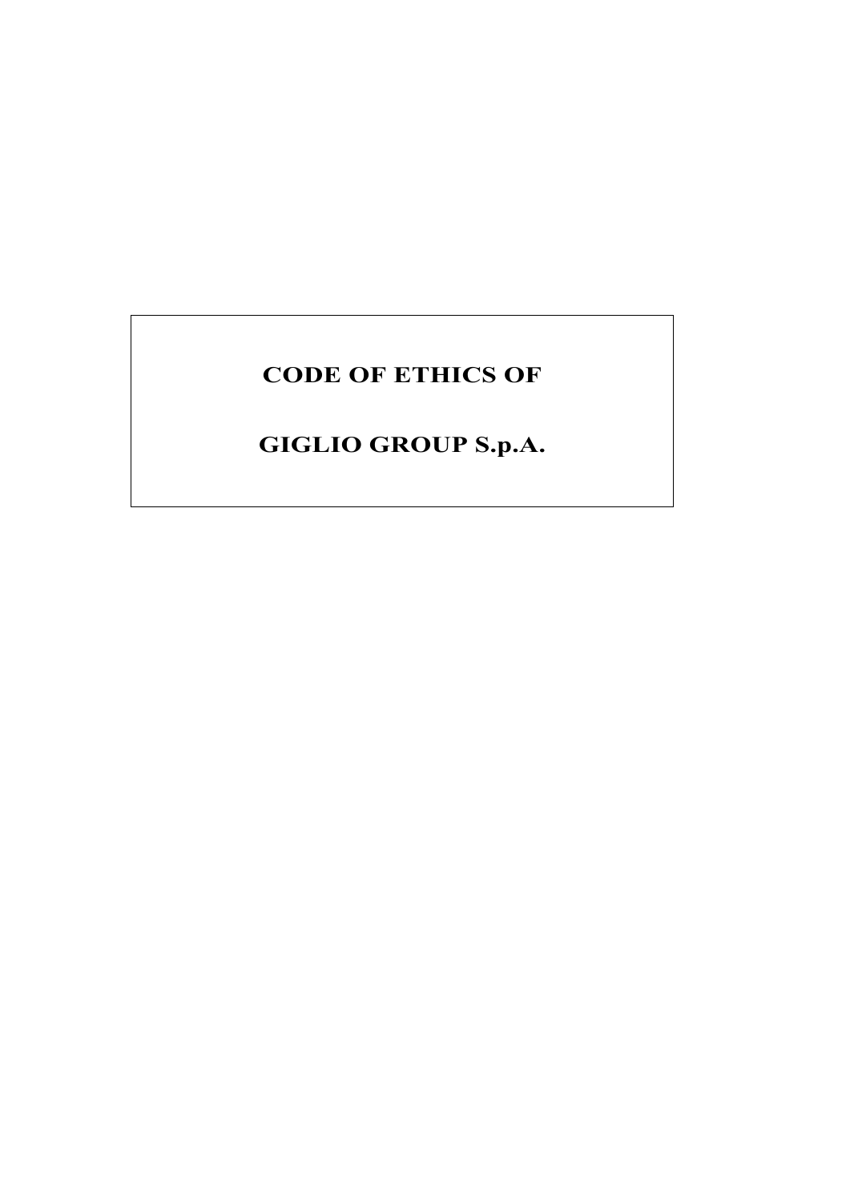# CODE OF ETHICS OF

# GIGLIO GROUP S.p.A.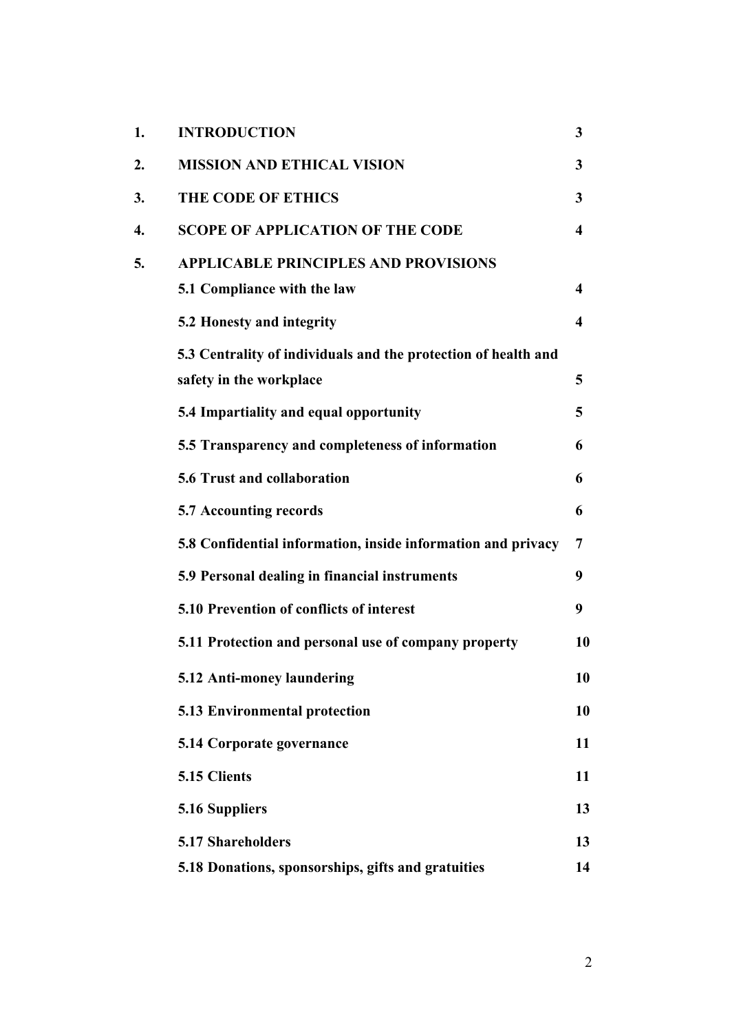| | | |
|---|---|---|
| **1.** | **INTRODUCTION** | **3** |
| **2.** | **MISSION AND ETHICAL VISION** | **3** |
| **3.** | **THE CODE OF ETHICS** | **3** |
| **4.** | **SCOPE OF APPLICATION OF THE CODE** | **4** |
| **5.** | **APPLICABLE PRINCIPLES AND PROVISIONS** | |
| | **5.1 Compliance with the law** | **4** |
| | **5.2 Honesty and integrity** | **4** |
| | **5.3 Centrality of individuals and the protection of health and safety in the workplace** | **5** |
| | **5.4 Impartiality and equal opportunity** | **5** |
| | **5.5 Transparency and completeness of information** | **6** |
| | **5.6 Trust and collaboration** | **6** |
| | **5.7 Accounting records** | **6** |
| | **5.8 Confidential information, inside information and privacy** | **7** |
| | **5.9 Personal dealing in financial instruments** | **9** |
| | **5.10 Prevention of conflicts of interest** | **9** |
| | **5.11 Protection and personal use of company property** | **10** |
| | **5.12 Anti-money laundering** | **10** |
| | **5.13 Environmental protection** | **10** |
| | **5.14 Corporate governance** | **11** |
| | **5.15 Clients** | **11** |
| | **5.16 Suppliers** | **13** |
| | **5.17 Shareholders** | **13** |
| | **5.18 Donations, sponsorships, gifts and gratuities** | **14** |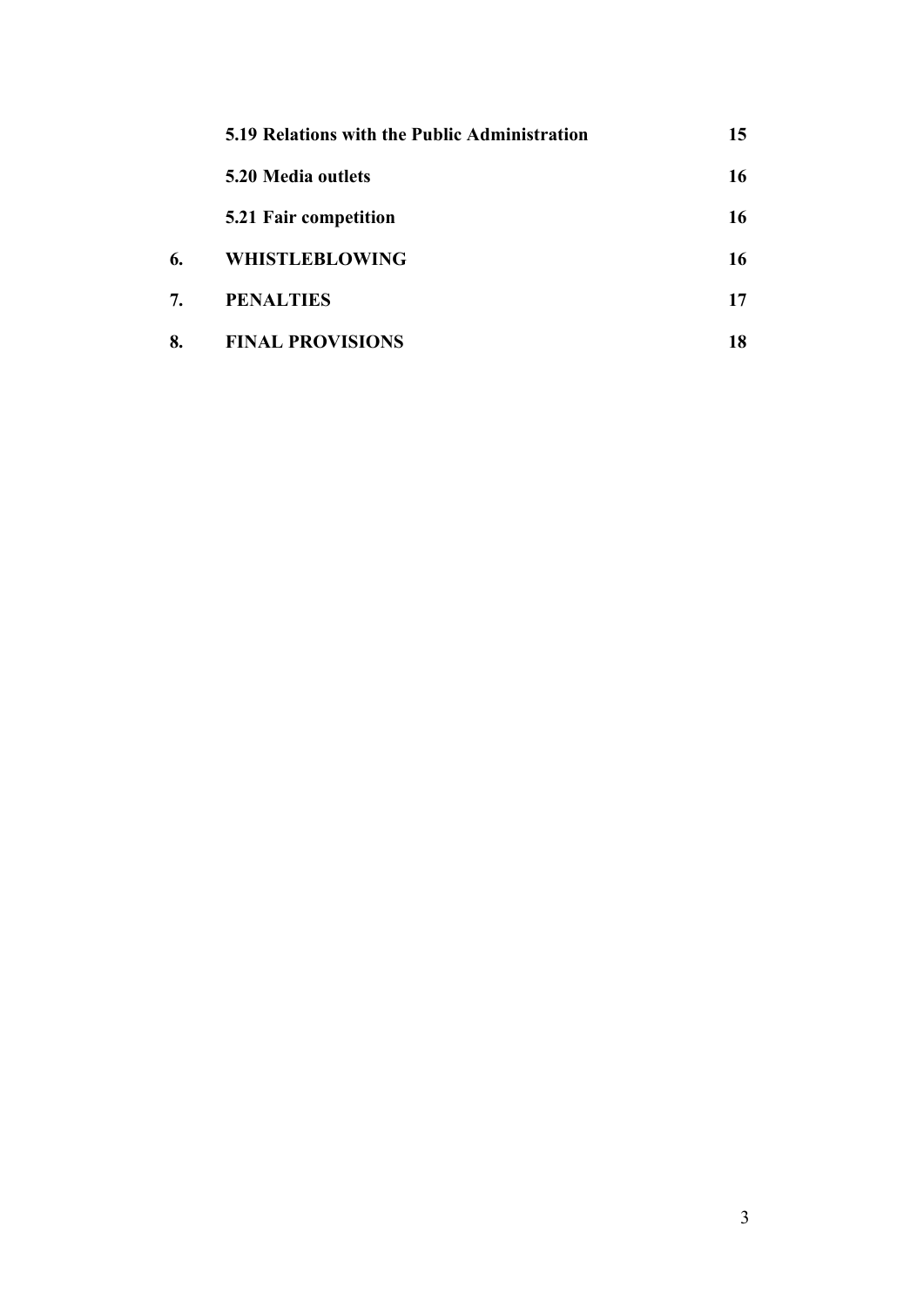| | | |
|---|---|---|
| | **5.19 Relations with the Public Administration** | **15** |
| | **5.20 Media outlets** | **16** |
| | **5.21 Fair competition** | **16** |
| **6.** | **WHISTLEBLOWING** | **16** |
| **7.** | **PENALTIES** | **17** |
| **8.** | **FINAL PROVISIONS** | **18** |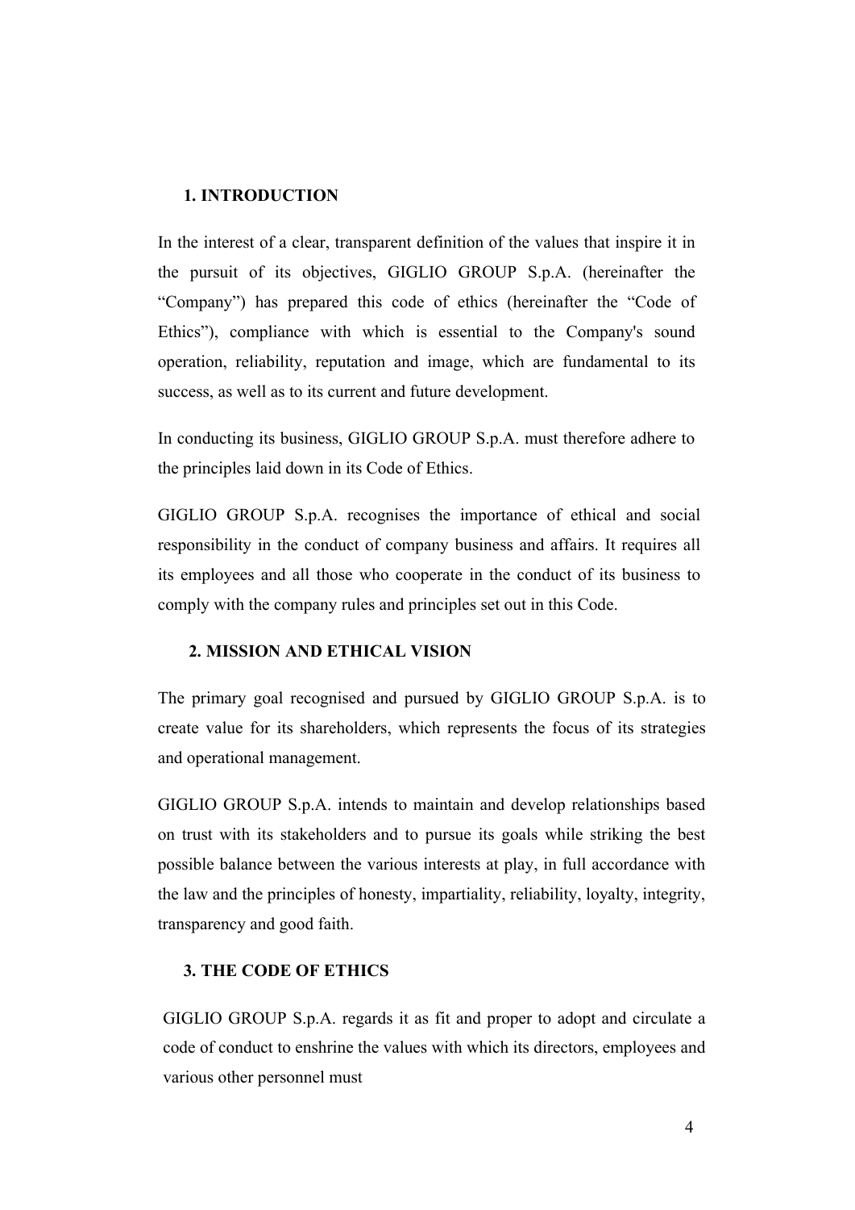## 1. INTRODUCTION

In the interest of a clear, transparent definition of the values that inspire it in the pursuit of its objectives, GIGLIO GROUP S.p.A. (hereinafter the "Company") has prepared this code of ethics (hereinafter the "Code of Ethics"), compliance with which is essential to the Company's sound operation, reliability, reputation and image, which are fundamental to its success, as well as to its current and future development.

In conducting its business, GIGLIO GROUP S.p.A. must therefore adhere to the principles laid down in its Code of Ethics.

GIGLIO GROUP S.p.A. recognises the importance of ethical and social responsibility in the conduct of company business and affairs. It requires all its employees and all those who cooperate in the conduct of its business to comply with the company rules and principles set out in this Code.

## 2. MISSION AND ETHICAL VISION

The primary goal recognised and pursued by GIGLIO GROUP S.p.A. is to create value for its shareholders, which represents the focus of its strategies and operational management.

GIGLIO GROUP S.p.A. intends to maintain and develop relationships based on trust with its stakeholders and to pursue its goals while striking the best possible balance between the various interests at play, in full accordance with the law and the principles of honesty, impartiality, reliability, loyalty, integrity, transparency and good faith.

## 3. THE CODE OF ETHICS

GIGLIO GROUP S.p.A. regards it as fit and proper to adopt and circulate a code of conduct to enshrine the values with which its directors, employees and various other personnel must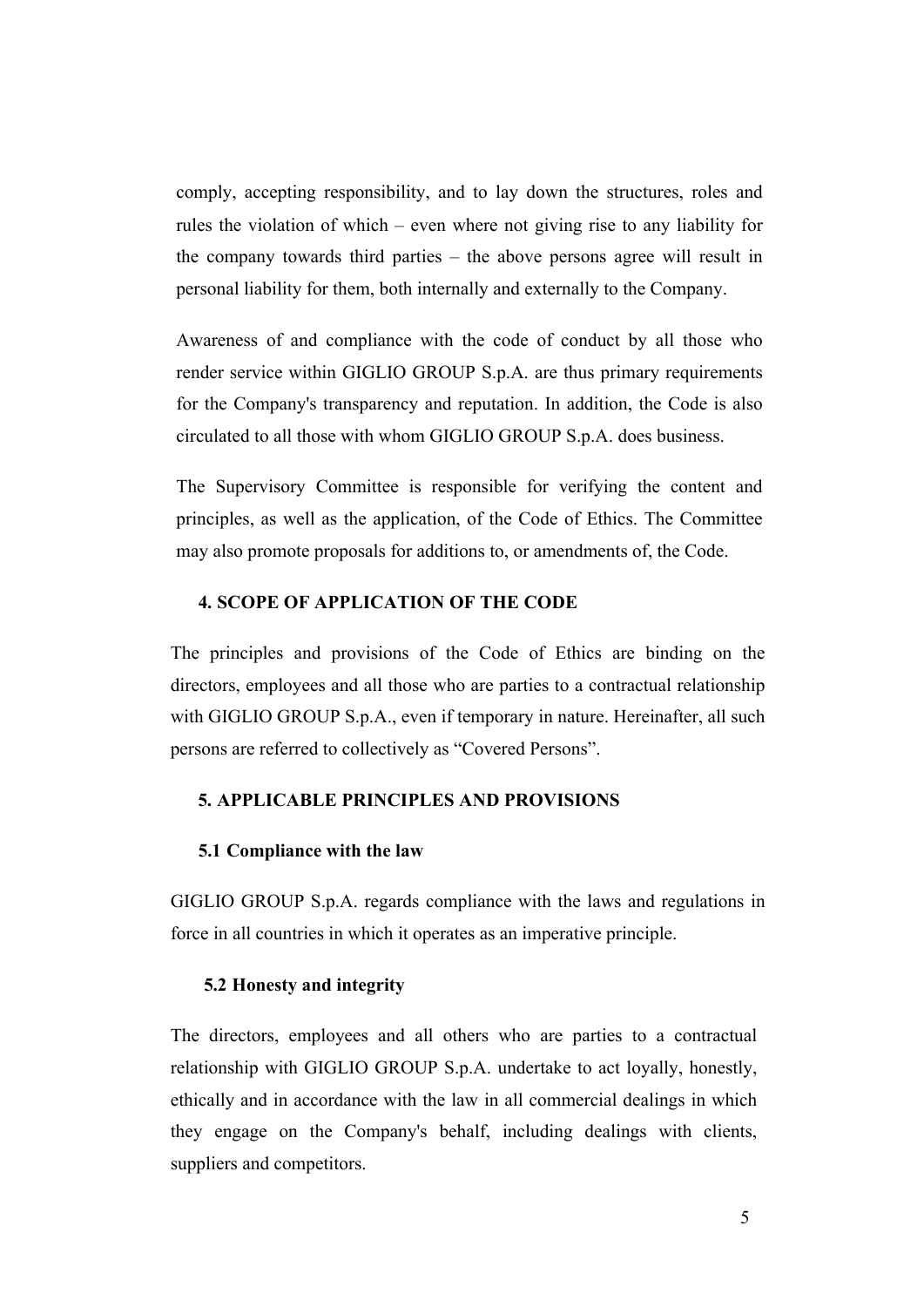comply, accepting responsibility, and to lay down the structures, roles and rules the violation of which – even where not giving rise to any liability for the company towards third parties – the above persons agree will result in personal liability for them, both internally and externally to the Company.

Awareness of and compliance with the code of conduct by all those who render service within GIGLIO GROUP S.p.A. are thus primary requirements for the Company's transparency and reputation. In addition, the Code is also circulated to all those with whom GIGLIO GROUP S.p.A. does business.

The Supervisory Committee is responsible for verifying the content and principles, as well as the application, of the Code of Ethics. The Committee may also promote proposals for additions to, or amendments of, the Code.

## 4. SCOPE OF APPLICATION OF THE CODE

The principles and provisions of the Code of Ethics are binding on the directors, employees and all those who are parties to a contractual relationship with GIGLIO GROUP S.p.A., even if temporary in nature. Hereinafter, all such persons are referred to collectively as "Covered Persons".

## 5. APPLICABLE PRINCIPLES AND PROVISIONS

### 5.1 Compliance with the law

GIGLIO GROUP S.p.A. regards compliance with the laws and regulations in force in all countries in which it operates as an imperative principle.

### 5.2 Honesty and integrity

The directors, employees and all others who are parties to a contractual relationship with GIGLIO GROUP S.p.A. undertake to act loyally, honestly, ethically and in accordance with the law in all commercial dealings in which they engage on the Company's behalf, including dealings with clients, suppliers and competitors.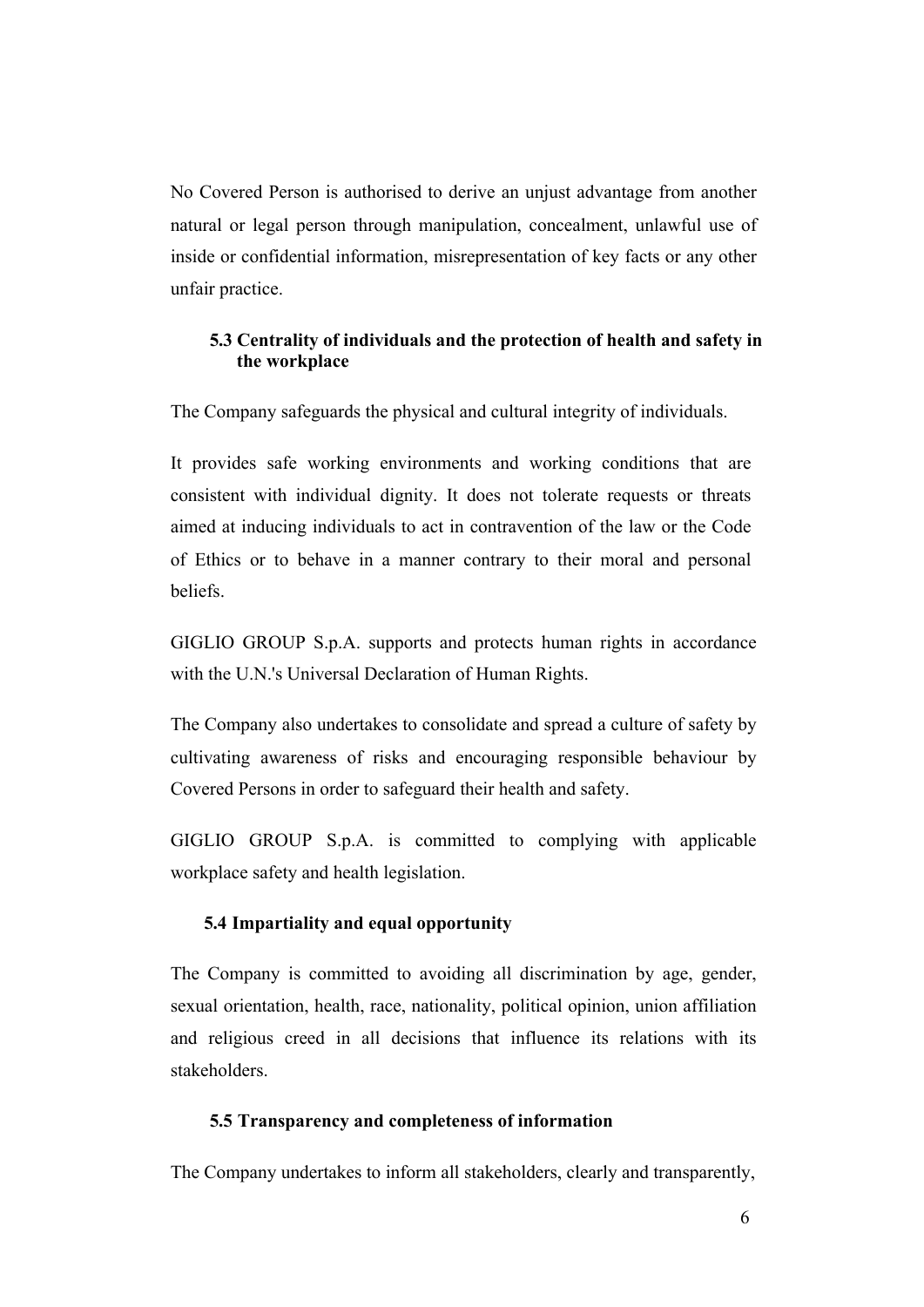No Covered Person is authorised to derive an unjust advantage from another natural or legal person through manipulation, concealment, unlawful use of inside or confidential information, misrepresentation of key facts or any other unfair practice.

### 5.3 Centrality of individuals and the protection of health and safety in the workplace

The Company safeguards the physical and cultural integrity of individuals.

It provides safe working environments and working conditions that are consistent with individual dignity. It does not tolerate requests or threats aimed at inducing individuals to act in contravention of the law or the Code of Ethics or to behave in a manner contrary to their moral and personal beliefs.

GIGLIO GROUP S.p.A. supports and protects human rights in accordance with the U.N.'s Universal Declaration of Human Rights.

The Company also undertakes to consolidate and spread a culture of safety by cultivating awareness of risks and encouraging responsible behaviour by Covered Persons in order to safeguard their health and safety.

GIGLIO GROUP S.p.A. is committed to complying with applicable workplace safety and health legislation.

### 5.4 Impartiality and equal opportunity

The Company is committed to avoiding all discrimination by age, gender, sexual orientation, health, race, nationality, political opinion, union affiliation and religious creed in all decisions that influence its relations with its stakeholders.

### 5.5 Transparency and completeness of information

The Company undertakes to inform all stakeholders, clearly and transparently,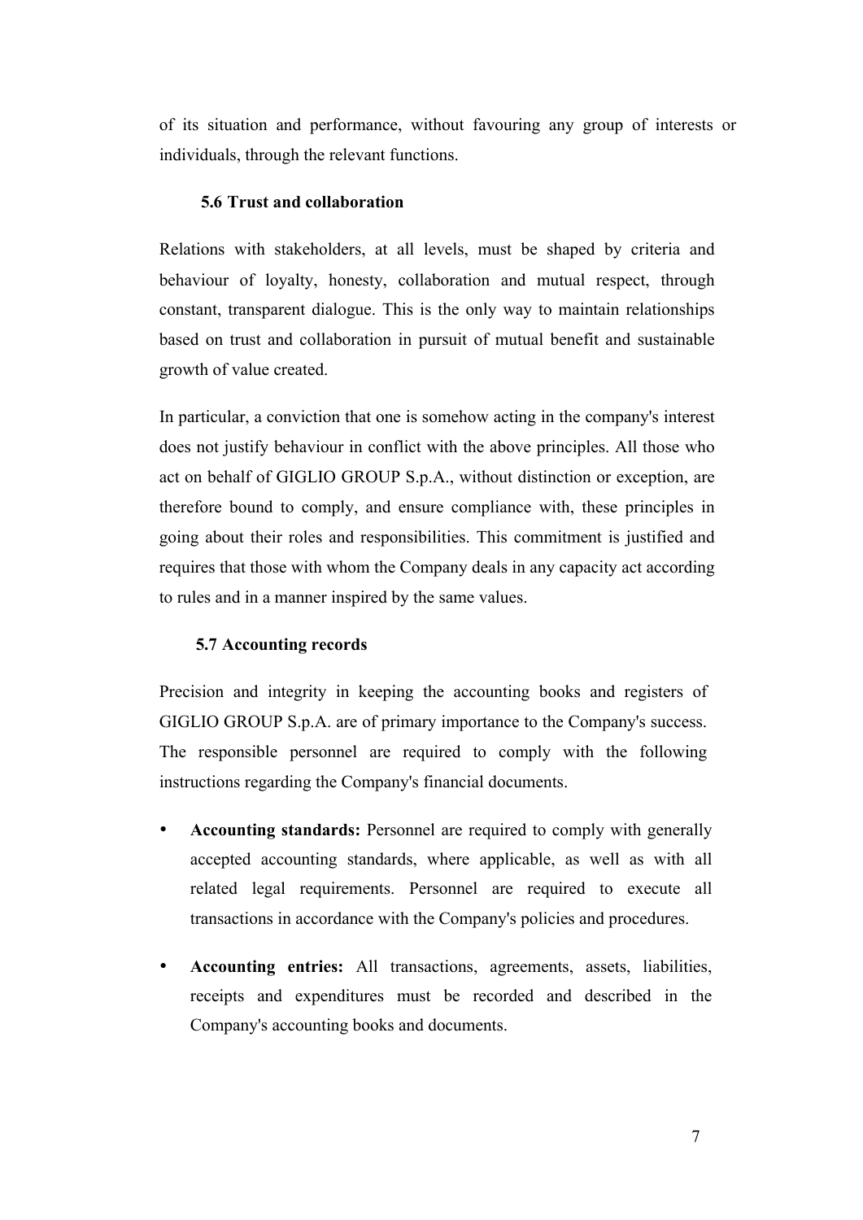of its situation and performance, without favouring any group of interests or individuals, through the relevant functions.

### 5.6 Trust and collaboration

Relations with stakeholders, at all levels, must be shaped by criteria and behaviour of loyalty, honesty, collaboration and mutual respect, through constant, transparent dialogue. This is the only way to maintain relationships based on trust and collaboration in pursuit of mutual benefit and sustainable growth of value created.

In particular, a conviction that one is somehow acting in the company's interest does not justify behaviour in conflict with the above principles. All those who act on behalf of GIGLIO GROUP S.p.A., without distinction or exception, are therefore bound to comply, and ensure compliance with, these principles in going about their roles and responsibilities. This commitment is justified and requires that those with whom the Company deals in any capacity act according to rules and in a manner inspired by the same values.

### 5.7 Accounting records

Precision and integrity in keeping the accounting books and registers of GIGLIO GROUP S.p.A. are of primary importance to the Company's success. The responsible personnel are required to comply with the following instructions regarding the Company's financial documents.

- **Accounting standards:** Personnel are required to comply with generally accepted accounting standards, where applicable, as well as with all related legal requirements. Personnel are required to execute all transactions in accordance with the Company's policies and procedures.
- **Accounting entries:** All transactions, agreements, assets, liabilities, receipts and expenditures must be recorded and described in the Company's accounting books and documents.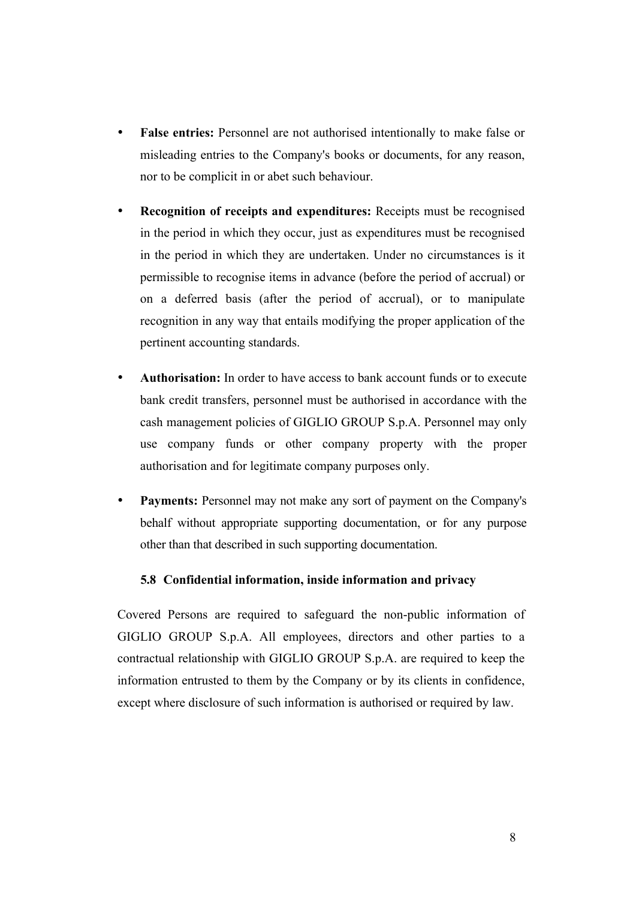- **False entries:** Personnel are not authorised intentionally to make false or misleading entries to the Company's books or documents, for any reason, nor to be complicit in or abet such behaviour.

- **Recognition of receipts and expenditures:** Receipts must be recognised in the period in which they occur, just as expenditures must be recognised in the period in which they are undertaken. Under no circumstances is it permissible to recognise items in advance (before the period of accrual) or on a deferred basis (after the period of accrual), or to manipulate recognition in any way that entails modifying the proper application of the pertinent accounting standards.

- **Authorisation:** In order to have access to bank account funds or to execute bank credit transfers, personnel must be authorised in accordance with the cash management policies of GIGLIO GROUP S.p.A. Personnel may only use company funds or other company property with the proper authorisation and for legitimate company purposes only.

- **Payments:** Personnel may not make any sort of payment on the Company's behalf without appropriate supporting documentation, or for any purpose other than that described in such supporting documentation.

### 5.8 Confidential information, inside information and privacy

Covered Persons are required to safeguard the non-public information of GIGLIO GROUP S.p.A. All employees, directors and other parties to a contractual relationship with GIGLIO GROUP S.p.A. are required to keep the information entrusted to them by the Company or by its clients in confidence, except where disclosure of such information is authorised or required by law.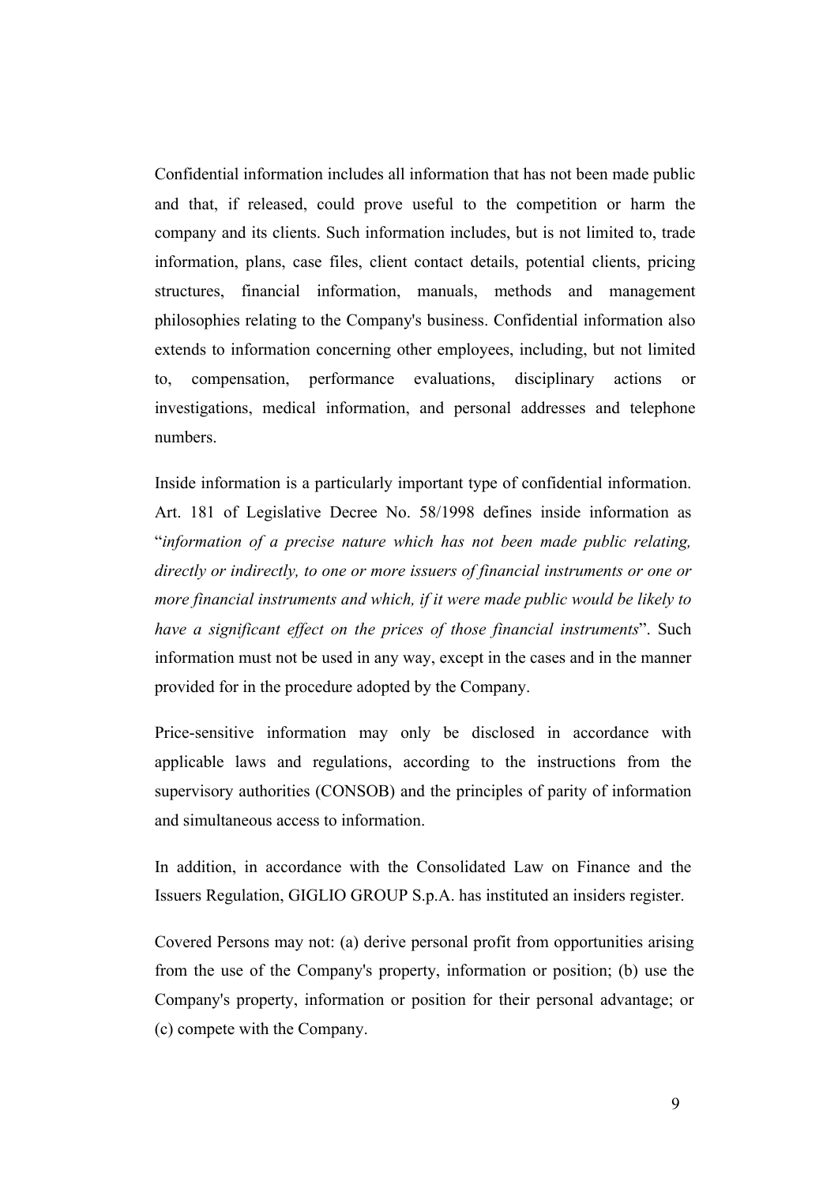Confidential information includes all information that has not been made public and that, if released, could prove useful to the competition or harm the company and its clients. Such information includes, but is not limited to, trade information, plans, case files, client contact details, potential clients, pricing structures, financial information, manuals, methods and management philosophies relating to the Company's business. Confidential information also extends to information concerning other employees, including, but not limited to, compensation, performance evaluations, disciplinary actions or investigations, medical information, and personal addresses and telephone numbers.

Inside information is a particularly important type of confidential information. Art. 181 of Legislative Decree No. 58/1998 defines inside information as "*information of a precise nature which has not been made public relating, directly or indirectly, to one or more issuers of financial instruments or one or more financial instruments and which, if it were made public would be likely to have a significant effect on the prices of those financial instruments*". Such information must not be used in any way, except in the cases and in the manner provided for in the procedure adopted by the Company.

Price-sensitive information may only be disclosed in accordance with applicable laws and regulations, according to the instructions from the supervisory authorities (CONSOB) and the principles of parity of information and simultaneous access to information.

In addition, in accordance with the Consolidated Law on Finance and the Issuers Regulation, GIGLIO GROUP S.p.A. has instituted an insiders register.

Covered Persons may not: (a) derive personal profit from opportunities arising from the use of the Company's property, information or position; (b) use the Company's property, information or position for their personal advantage; or (c) compete with the Company.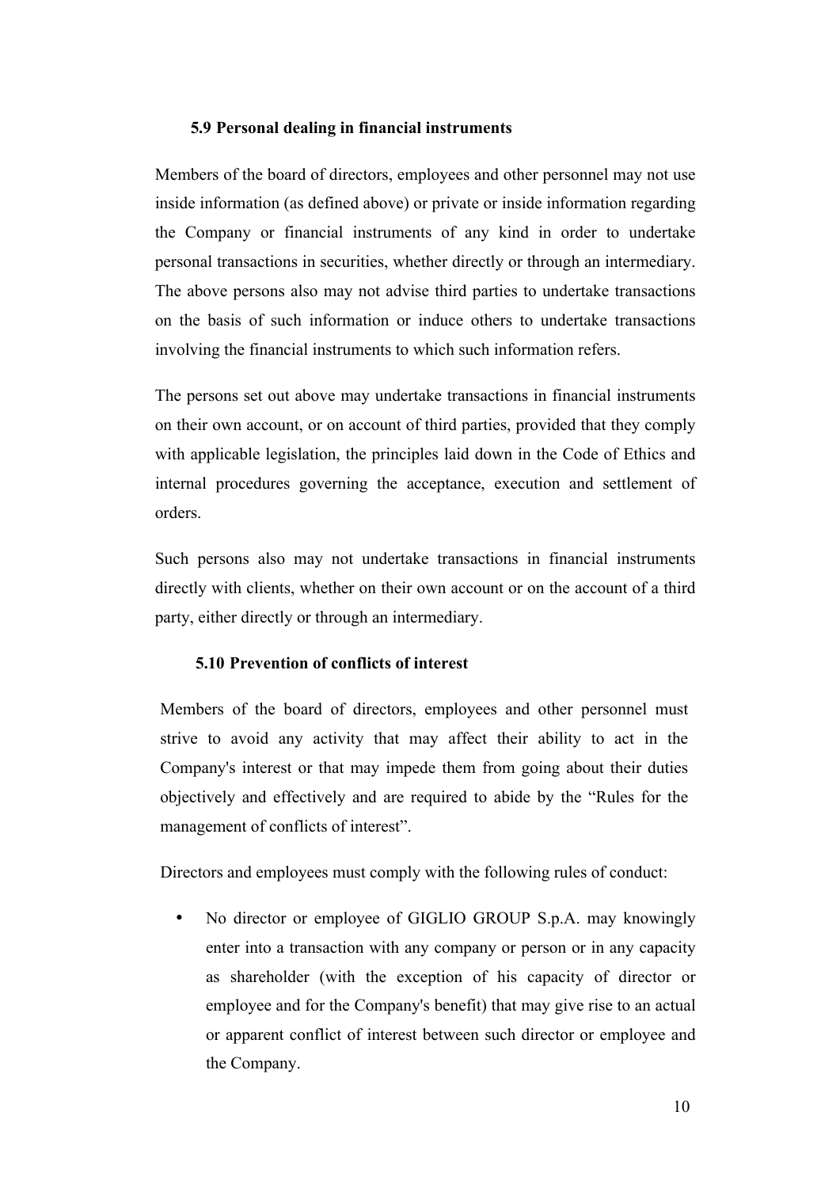### 5.9 Personal dealing in financial instruments

Members of the board of directors, employees and other personnel may not use inside information (as defined above) or private or inside information regarding the Company or financial instruments of any kind in order to undertake personal transactions in securities, whether directly or through an intermediary. The above persons also may not advise third parties to undertake transactions on the basis of such information or induce others to undertake transactions involving the financial instruments to which such information refers.

The persons set out above may undertake transactions in financial instruments on their own account, or on account of third parties, provided that they comply with applicable legislation, the principles laid down in the Code of Ethics and internal procedures governing the acceptance, execution and settlement of orders.

Such persons also may not undertake transactions in financial instruments directly with clients, whether on their own account or on the account of a third party, either directly or through an intermediary.

### 5.10 Prevention of conflicts of interest

Members of the board of directors, employees and other personnel must strive to avoid any activity that may affect their ability to act in the Company's interest or that may impede them from going about their duties objectively and effectively and are required to abide by the "Rules for the management of conflicts of interest".

Directors and employees must comply with the following rules of conduct:

- No director or employee of GIGLIO GROUP S.p.A. may knowingly enter into a transaction with any company or person or in any capacity as shareholder (with the exception of his capacity of director or employee and for the Company's benefit) that may give rise to an actual or apparent conflict of interest between such director or employee and the Company.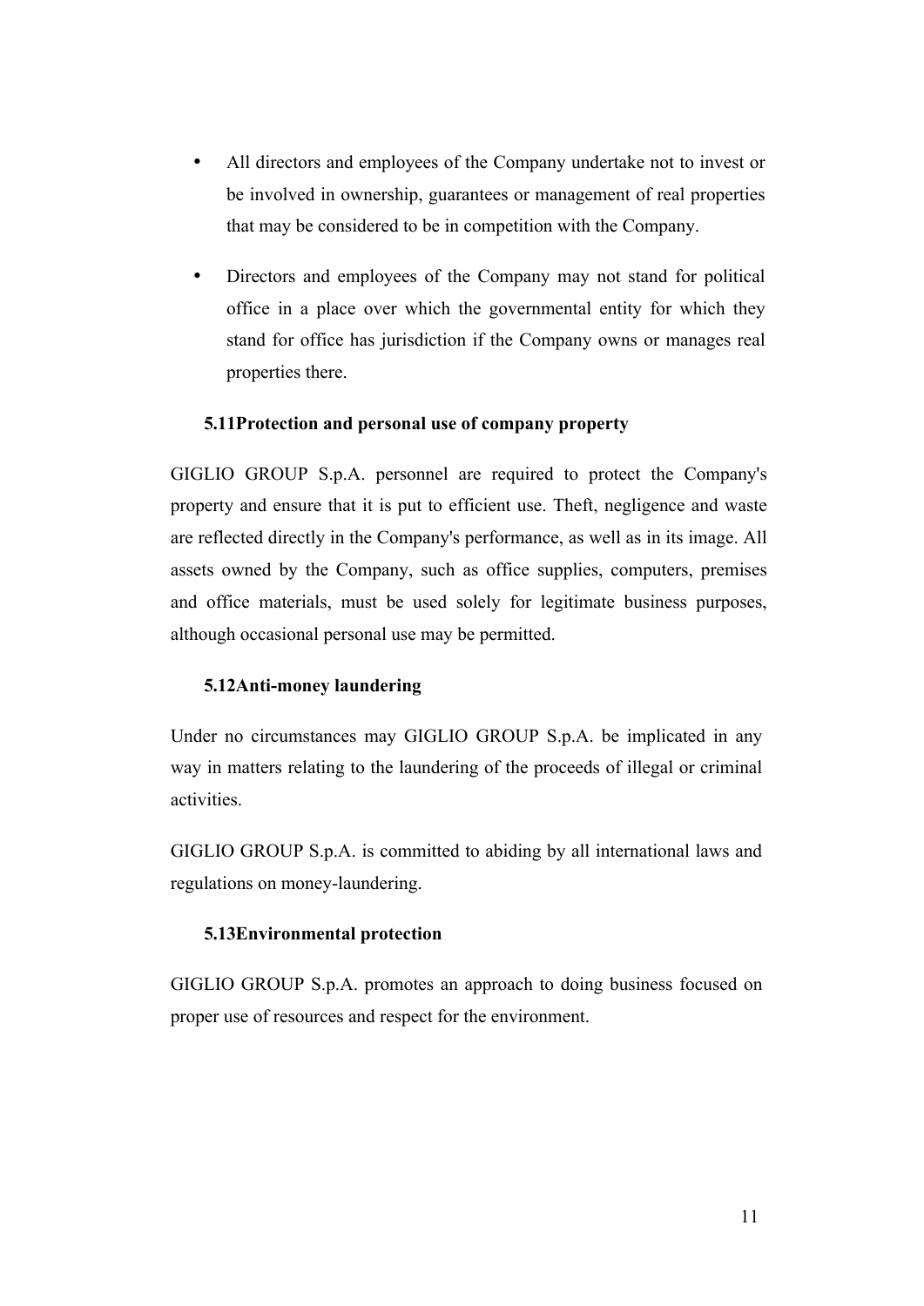- All directors and employees of the Company undertake not to invest or be involved in ownership, guarantees or management of real properties that may be considered to be in competition with the Company.

- Directors and employees of the Company may not stand for political office in a place over which the governmental entity for which they stand for office has jurisdiction if the Company owns or manages real properties there.

### 5.11Protection and personal use of company property

GIGLIO GROUP S.p.A. personnel are required to protect the Company's property and ensure that it is put to efficient use. Theft, negligence and waste are reflected directly in the Company's performance, as well as in its image. All assets owned by the Company, such as office supplies, computers, premises and office materials, must be used solely for legitimate business purposes, although occasional personal use may be permitted.

### 5.12Anti-money laundering

Under no circumstances may GIGLIO GROUP S.p.A. be implicated in any way in matters relating to the laundering of the proceeds of illegal or criminal activities.

GIGLIO GROUP S.p.A. is committed to abiding by all international laws and regulations on money-laundering.

### 5.13Environmental protection

GIGLIO GROUP S.p.A. promotes an approach to doing business focused on proper use of resources and respect for the environment.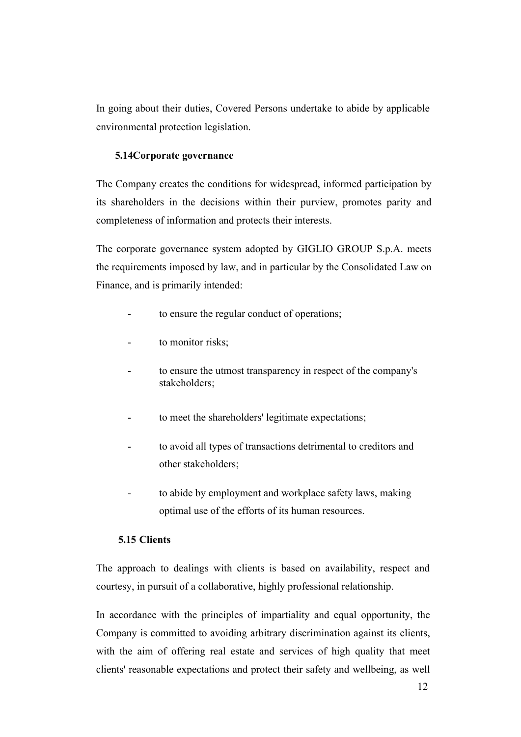In going about their duties, Covered Persons undertake to abide by applicable environmental protection legislation.

### 5.14 Corporate governance

The Company creates the conditions for widespread, informed participation by its shareholders in the decisions within their purview, promotes parity and completeness of information and protects their interests.

The corporate governance system adopted by GIGLIO GROUP S.p.A. meets the requirements imposed by law, and in particular by the Consolidated Law on Finance, and is primarily intended:

- to ensure the regular conduct of operations;
- to monitor risks;
- to ensure the utmost transparency in respect of the company's stakeholders;
- to meet the shareholders' legitimate expectations;
- to avoid all types of transactions detrimental to creditors and other stakeholders;
- to abide by employment and workplace safety laws, making optimal use of the efforts of its human resources.

### 5.15 Clients

The approach to dealings with clients is based on availability, respect and courtesy, in pursuit of a collaborative, highly professional relationship.

In accordance with the principles of impartiality and equal opportunity, the Company is committed to avoiding arbitrary discrimination against its clients, with the aim of offering real estate and services of high quality that meet clients' reasonable expectations and protect their safety and wellbeing, as well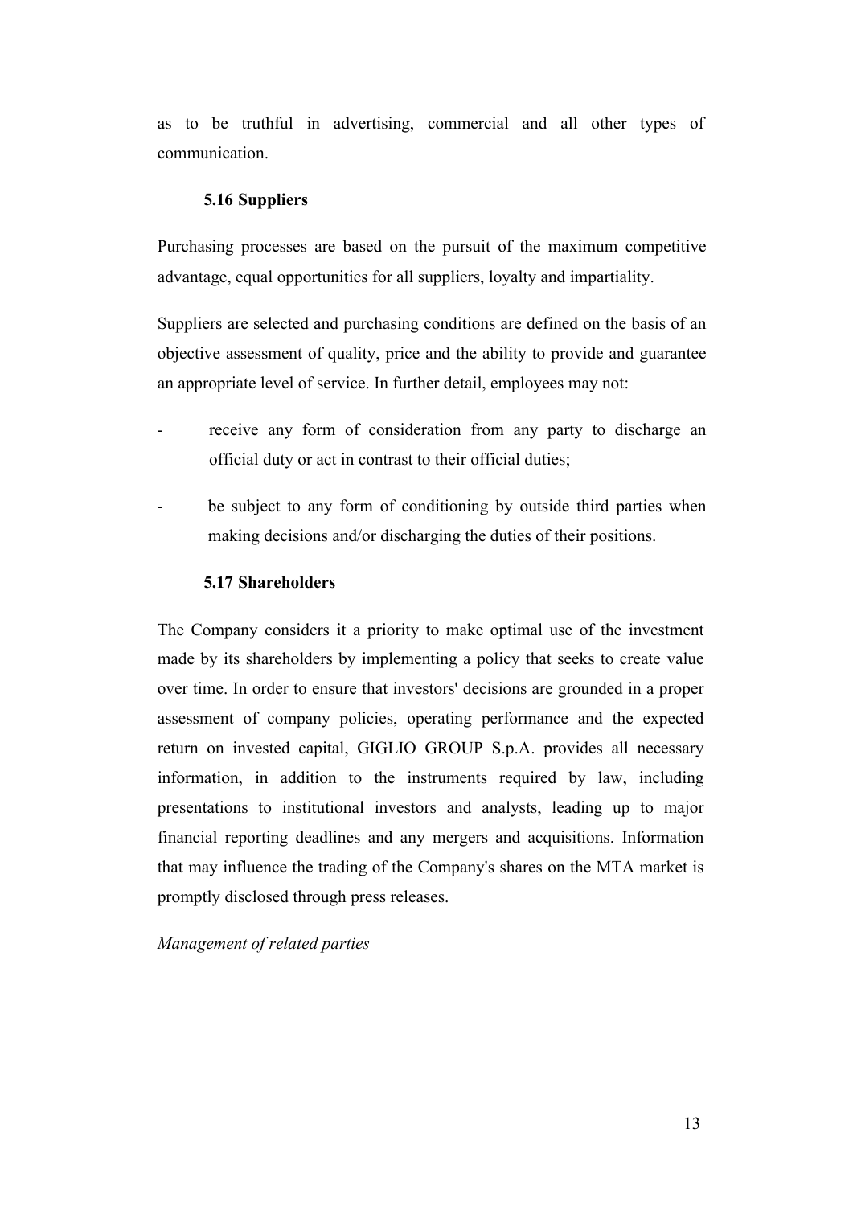as to be truthful in advertising, commercial and all other types of communication.

### 5.16 Suppliers

Purchasing processes are based on the pursuit of the maximum competitive advantage, equal opportunities for all suppliers, loyalty and impartiality.

Suppliers are selected and purchasing conditions are defined on the basis of an objective assessment of quality, price and the ability to provide and guarantee an appropriate level of service. In further detail, employees may not:

- receive any form of consideration from any party to discharge an official duty or act in contrast to their official duties;
- be subject to any form of conditioning by outside third parties when making decisions and/or discharging the duties of their positions.

### 5.17 Shareholders

The Company considers it a priority to make optimal use of the investment made by its shareholders by implementing a policy that seeks to create value over time. In order to ensure that investors' decisions are grounded in a proper assessment of company policies, operating performance and the expected return on invested capital, GIGLIO GROUP S.p.A. provides all necessary information, in addition to the instruments required by law, including presentations to institutional investors and analysts, leading up to major financial reporting deadlines and any mergers and acquisitions. Information that may influence the trading of the Company's shares on the MTA market is promptly disclosed through press releases.

*Management of related parties*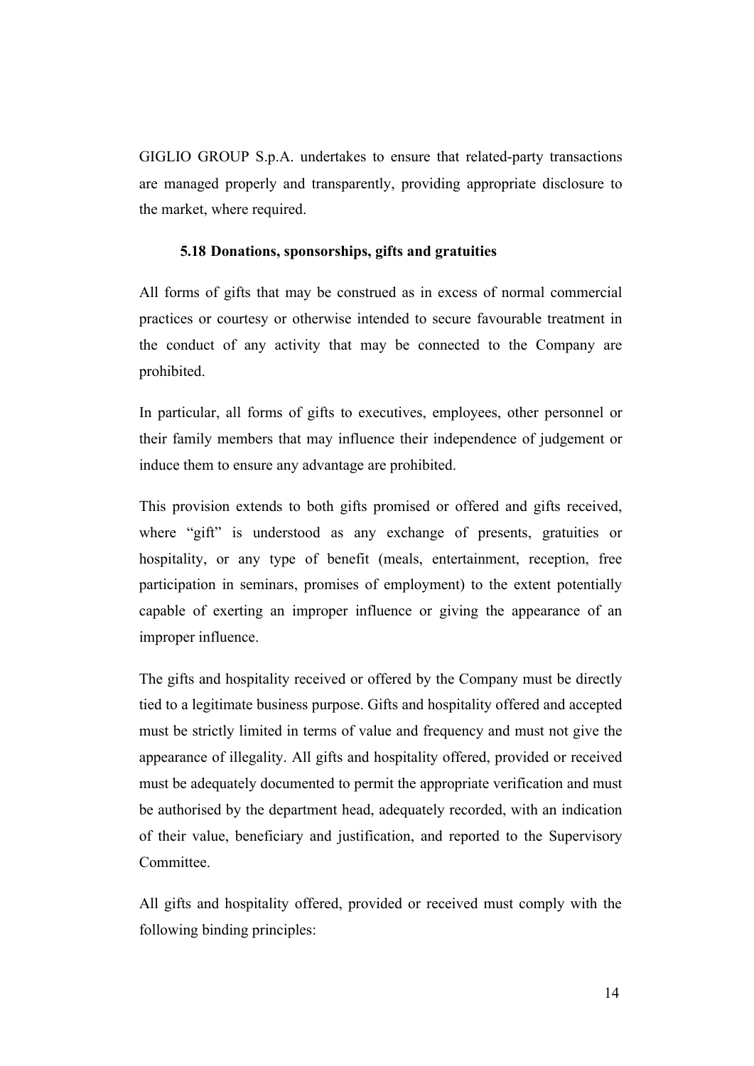GIGLIO GROUP S.p.A. undertakes to ensure that related-party transactions are managed properly and transparently, providing appropriate disclosure to the market, where required.

### 5.18 Donations, sponsorships, gifts and gratuities

All forms of gifts that may be construed as in excess of normal commercial practices or courtesy or otherwise intended to secure favourable treatment in the conduct of any activity that may be connected to the Company are prohibited.

In particular, all forms of gifts to executives, employees, other personnel or their family members that may influence their independence of judgement or induce them to ensure any advantage are prohibited.

This provision extends to both gifts promised or offered and gifts received, where "gift" is understood as any exchange of presents, gratuities or hospitality, or any type of benefit (meals, entertainment, reception, free participation in seminars, promises of employment) to the extent potentially capable of exerting an improper influence or giving the appearance of an improper influence.

The gifts and hospitality received or offered by the Company must be directly tied to a legitimate business purpose. Gifts and hospitality offered and accepted must be strictly limited in terms of value and frequency and must not give the appearance of illegality. All gifts and hospitality offered, provided or received must be adequately documented to permit the appropriate verification and must be authorised by the department head, adequately recorded, with an indication of their value, beneficiary and justification, and reported to the Supervisory Committee.

All gifts and hospitality offered, provided or received must comply with the following binding principles: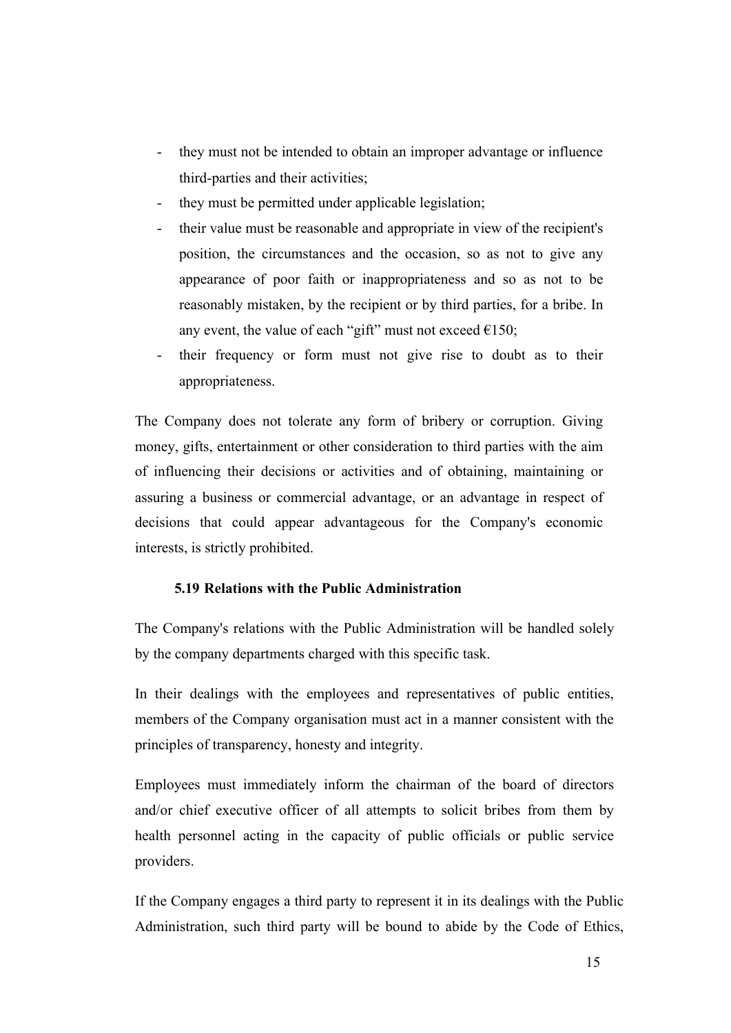- they must not be intended to obtain an improper advantage or influence third-parties and their activities;
- they must be permitted under applicable legislation;
- their value must be reasonable and appropriate in view of the recipient's position, the circumstances and the occasion, so as not to give any appearance of poor faith or inappropriateness and so as not to be reasonably mistaken, by the recipient or by third parties, for a bribe. In any event, the value of each "gift" must not exceed €150;
- their frequency or form must not give rise to doubt as to their appropriateness.

The Company does not tolerate any form of bribery or corruption. Giving money, gifts, entertainment or other consideration to third parties with the aim of influencing their decisions or activities and of obtaining, maintaining or assuring a business or commercial advantage, or an advantage in respect of decisions that could appear advantageous for the Company's economic interests, is strictly prohibited.

### 5.19 Relations with the Public Administration

The Company's relations with the Public Administration will be handled solely by the company departments charged with this specific task.

In their dealings with the employees and representatives of public entities, members of the Company organisation must act in a manner consistent with the principles of transparency, honesty and integrity.

Employees must immediately inform the chairman of the board of directors and/or chief executive officer of all attempts to solicit bribes from them by health personnel acting in the capacity of public officials or public service providers.

If the Company engages a third party to represent it in its dealings with the Public Administration, such third party will be bound to abide by the Code of Ethics,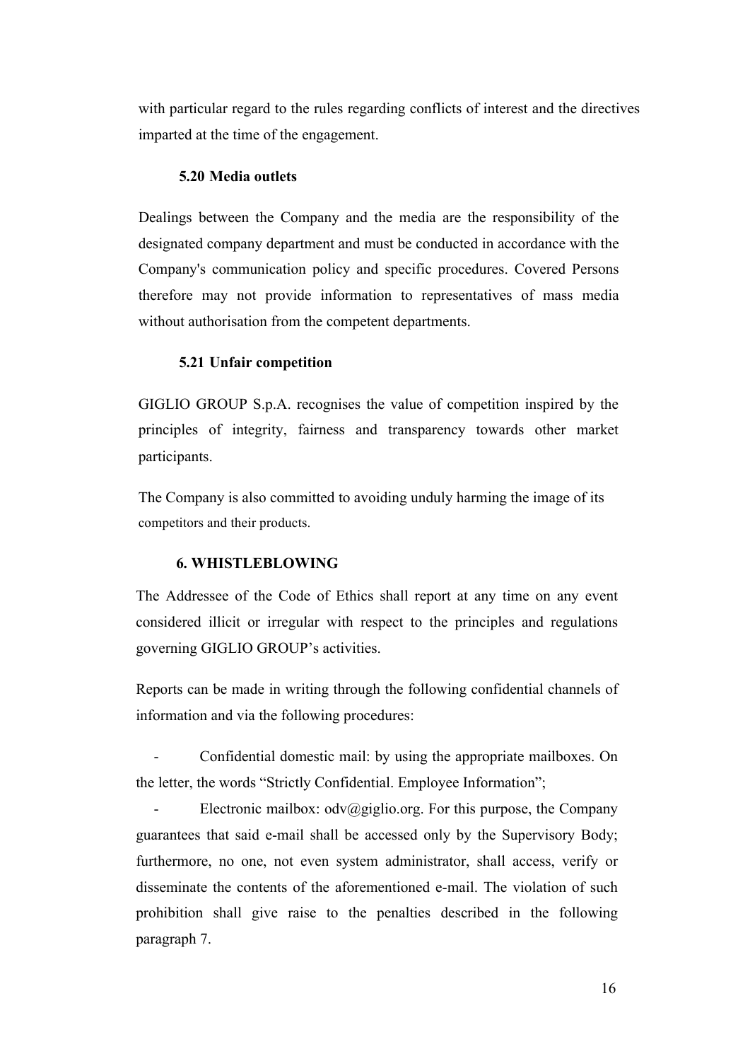with particular regard to the rules regarding conflicts of interest and the directives imparted at the time of the engagement.

### 5.20 Media outlets

Dealings between the Company and the media are the responsibility of the designated company department and must be conducted in accordance with the Company's communication policy and specific procedures. Covered Persons therefore may not provide information to representatives of mass media without authorisation from the competent departments.

### 5.21 Unfair competition

GIGLIO GROUP S.p.A. recognises the value of competition inspired by the principles of integrity, fairness and transparency towards other market participants.

The Company is also committed to avoiding unduly harming the image of its competitors and their products.

## 6. WHISTLEBLOWING

The Addressee of the Code of Ethics shall report at any time on any event considered illicit or irregular with respect to the principles and regulations governing GIGLIO GROUP's activities.

Reports can be made in writing through the following confidential channels of information and via the following procedures:

- Confidential domestic mail: by using the appropriate mailboxes. On the letter, the words "Strictly Confidential. Employee Information";
- Electronic mailbox: odv@giglio.org. For this purpose, the Company guarantees that said e-mail shall be accessed only by the Supervisory Body; furthermore, no one, not even system administrator, shall access, verify or disseminate the contents of the aforementioned e-mail. The violation of such prohibition shall give raise to the penalties described in the following paragraph 7.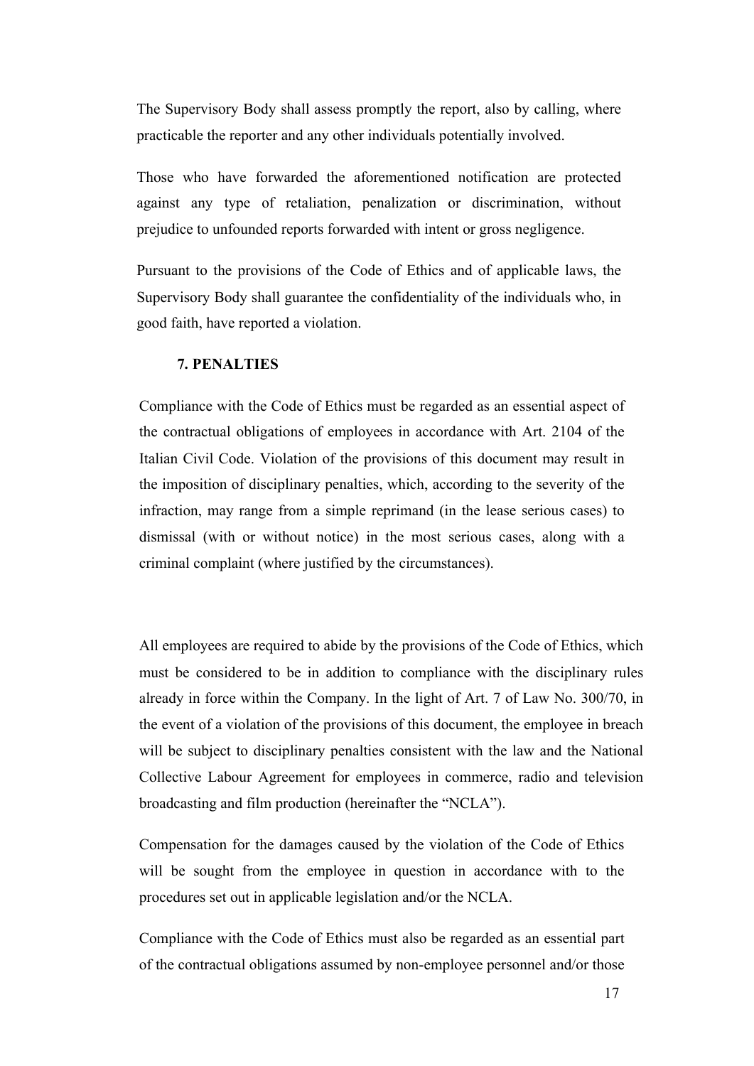The Supervisory Body shall assess promptly the report, also by calling, where practicable the reporter and any other individuals potentially involved.

Those who have forwarded the aforementioned notification are protected against any type of retaliation, penalization or discrimination, without prejudice to unfounded reports forwarded with intent or gross negligence.

Pursuant to the provisions of the Code of Ethics and of applicable laws, the Supervisory Body shall guarantee the confidentiality of the individuals who, in good faith, have reported a violation.

## 7. PENALTIES

Compliance with the Code of Ethics must be regarded as an essential aspect of the contractual obligations of employees in accordance with Art. 2104 of the Italian Civil Code. Violation of the provisions of this document may result in the imposition of disciplinary penalties, which, according to the severity of the infraction, may range from a simple reprimand (in the lease serious cases) to dismissal (with or without notice) in the most serious cases, along with a criminal complaint (where justified by the circumstances).

All employees are required to abide by the provisions of the Code of Ethics, which must be considered to be in addition to compliance with the disciplinary rules already in force within the Company. In the light of Art. 7 of Law No. 300/70, in the event of a violation of the provisions of this document, the employee in breach will be subject to disciplinary penalties consistent with the law and the National Collective Labour Agreement for employees in commerce, radio and television broadcasting and film production (hereinafter the "NCLA").

Compensation for the damages caused by the violation of the Code of Ethics will be sought from the employee in question in accordance with to the procedures set out in applicable legislation and/or the NCLA.

Compliance with the Code of Ethics must also be regarded as an essential part of the contractual obligations assumed by non-employee personnel and/or those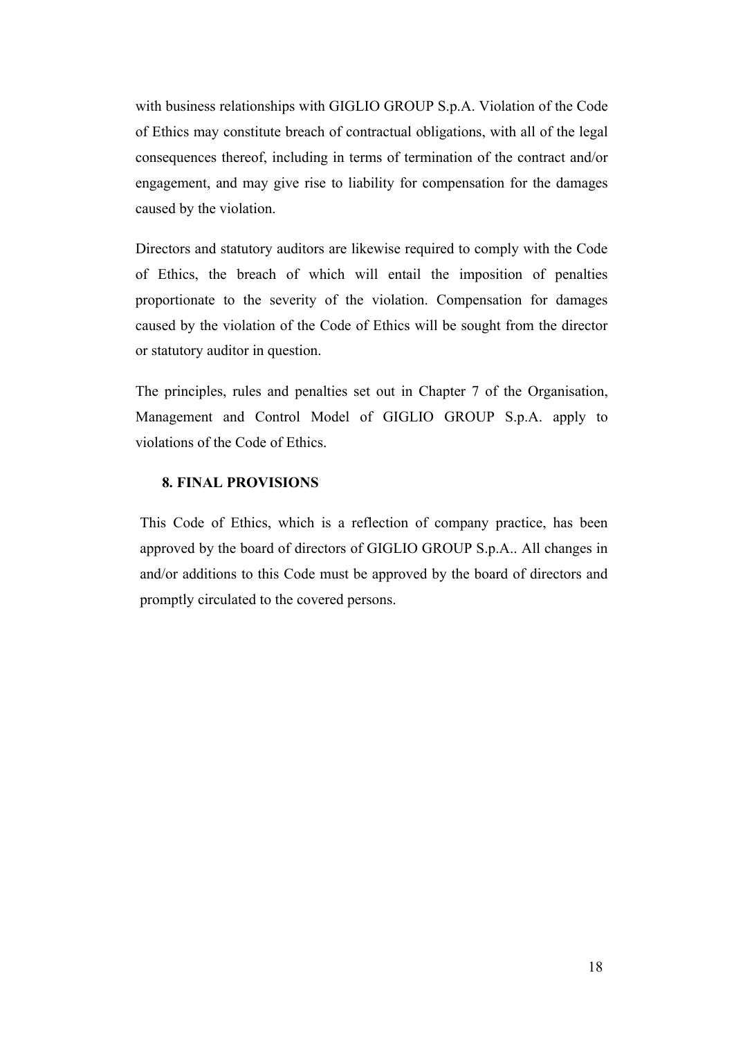with business relationships with GIGLIO GROUP S.p.A. Violation of the Code of Ethics may constitute breach of contractual obligations, with all of the legal consequences thereof, including in terms of termination of the contract and/or engagement, and may give rise to liability for compensation for the damages caused by the violation.

Directors and statutory auditors are likewise required to comply with the Code of Ethics, the breach of which will entail the imposition of penalties proportionate to the severity of the violation. Compensation for damages caused by the violation of the Code of Ethics will be sought from the director or statutory auditor in question.

The principles, rules and penalties set out in Chapter 7 of the Organisation, Management and Control Model of GIGLIO GROUP S.p.A. apply to violations of the Code of Ethics.

## 8. FINAL PROVISIONS

This Code of Ethics, which is a reflection of company practice, has been approved by the board of directors of GIGLIO GROUP S.p.A.. All changes in and/or additions to this Code must be approved by the board of directors and promptly circulated to the covered persons.